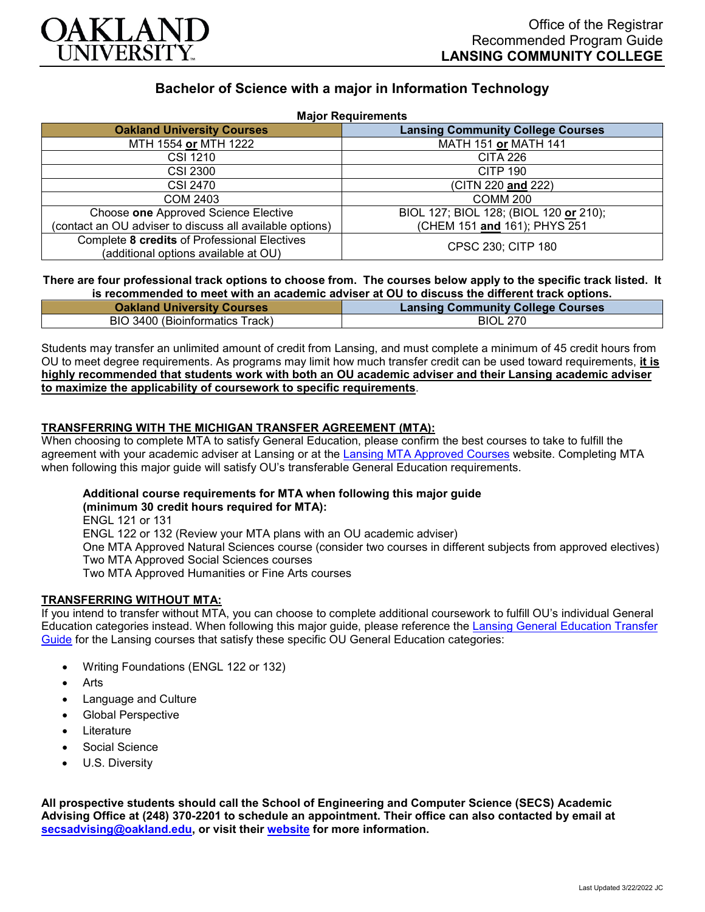OAKLAND UNIVERSITY

Office of the Registrar
Recommended Program Guide
**LANSING COMMUNITY COLLEGE**

## Bachelor of Science with a major in Information Technology

**Major Requirements**

| Oakland University Courses | Lansing Community College Courses |
|---|---|
| MTH 1554 **or** MTH 1222 | MATH 151 **or** MATH 141 |
| CSI 1210 | CITA 226 |
| CSI 2300 | CITP 190 |
| CSI 2470 | (CITN 220 **and** 222) |
| COM 2403 | COMM 200 |
| Choose **one** Approved Science Elective (contact an OU adviser to discuss all available options) | BIOL 127; BIOL 128; (BIOL 120 **or** 210); (CHEM 151 **and** 161); PHYS 251 |
| Complete **8 credits** of Professional Electives (additional options available at OU) | CPSC 230; CITP 180 |

**There are four professional track options to choose from. The courses below apply to the specific track listed. It is recommended to meet with an academic adviser at OU to discuss the different track options.**

| Oakland University Courses | Lansing Community College Courses |
|---|---|
| BIO 3400 (Bioinformatics Track) | BIOL 270 |

Students may transfer an unlimited amount of credit from Lansing, and must complete a minimum of 45 credit hours from OU to meet degree requirements. As programs may limit how much transfer credit can be used toward requirements, **it is highly recommended that students work with both an OU academic adviser and their Lansing academic adviser to maximize the applicability of coursework to specific requirements**.

### TRANSFERRING WITH THE MICHIGAN TRANSFER AGREEMENT (MTA):

When choosing to complete MTA to satisfy General Education, please confirm the best courses to take to fulfill the agreement with your academic adviser at Lansing or at the Lansing MTA Approved Courses website. Completing MTA when following this major guide will satisfy OU's transferable General Education requirements.

**Additional course requirements for MTA when following this major guide (minimum 30 credit hours required for MTA):**
ENGL 121 or 131
ENGL 122 or 132 (Review your MTA plans with an OU academic adviser)
One MTA Approved Natural Sciences course (consider two courses in different subjects from approved electives)
Two MTA Approved Social Sciences courses
Two MTA Approved Humanities or Fine Arts courses

### TRANSFERRING WITHOUT MTA:

If you intend to transfer without MTA, you can choose to complete additional coursework to fulfill OU's individual General Education categories instead. When following this major guide, please reference the Lansing General Education Transfer Guide for the Lansing courses that satisfy these specific OU General Education categories:

- Writing Foundations (ENGL 122 or 132)
- Arts
- Language and Culture
- Global Perspective
- Literature
- Social Science
- U.S. Diversity

**All prospective students should call the School of Engineering and Computer Science (SECS) Academic Advising Office at (248) 370-2201 to schedule an appointment. Their office can also contacted by email at secsadvising@oakland.edu, or visit their website for more information.**

Last Updated 3/22/2022 JC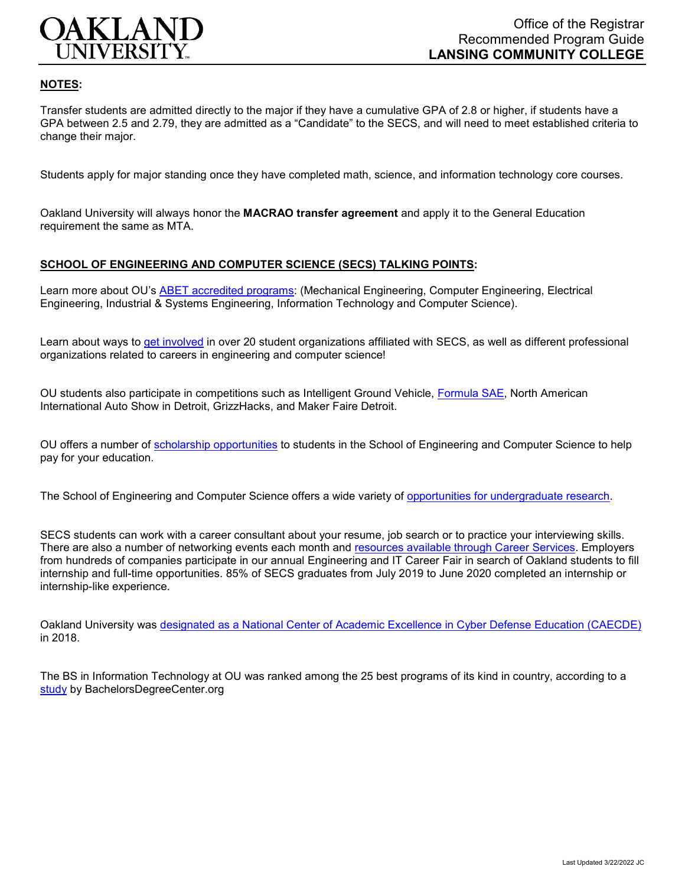**NOTES:**

Transfer students are admitted directly to the major if they have a cumulative GPA of 2.8 or higher, if students have a GPA between 2.5 and 2.79, they are admitted as a "Candidate" to the SECS, and will need to meet established criteria to change their major.

Students apply for major standing once they have completed math, science, and information technology core courses.

Oakland University will always honor the **MACRAO transfer agreement** and apply it to the General Education requirement the same as MTA.

**SCHOOL OF ENGINEERING AND COMPUTER SCIENCE (SECS) TALKING POINTS:**

Learn more about OU's ABET accredited programs: (Mechanical Engineering, Computer Engineering, Electrical Engineering, Industrial & Systems Engineering, Information Technology and Computer Science).

Learn about ways to get involved in over 20 student organizations affiliated with SECS, as well as different professional organizations related to careers in engineering and computer science!

OU students also participate in competitions such as Intelligent Ground Vehicle, Formula SAE, North American International Auto Show in Detroit, GrizzHacks, and Maker Faire Detroit.

OU offers a number of scholarship opportunities to students in the School of Engineering and Computer Science to help pay for your education.

The School of Engineering and Computer Science offers a wide variety of opportunities for undergraduate research.

SECS students can work with a career consultant about your resume, job search or to practice your interviewing skills. There are also a number of networking events each month and resources available through Career Services. Employers from hundreds of companies participate in our annual Engineering and IT Career Fair in search of Oakland students to fill internship and full-time opportunities. 85% of SECS graduates from July 2019 to June 2020 completed an internship or internship-like experience.

Oakland University was designated as a National Center of Academic Excellence in Cyber Defense Education (CAECDE) in 2018.

The BS in Information Technology at OU was ranked among the 25 best programs of its kind in country, according to a study by BachelorsDegreeCenter.org

Last Updated 3/22/2022 JC